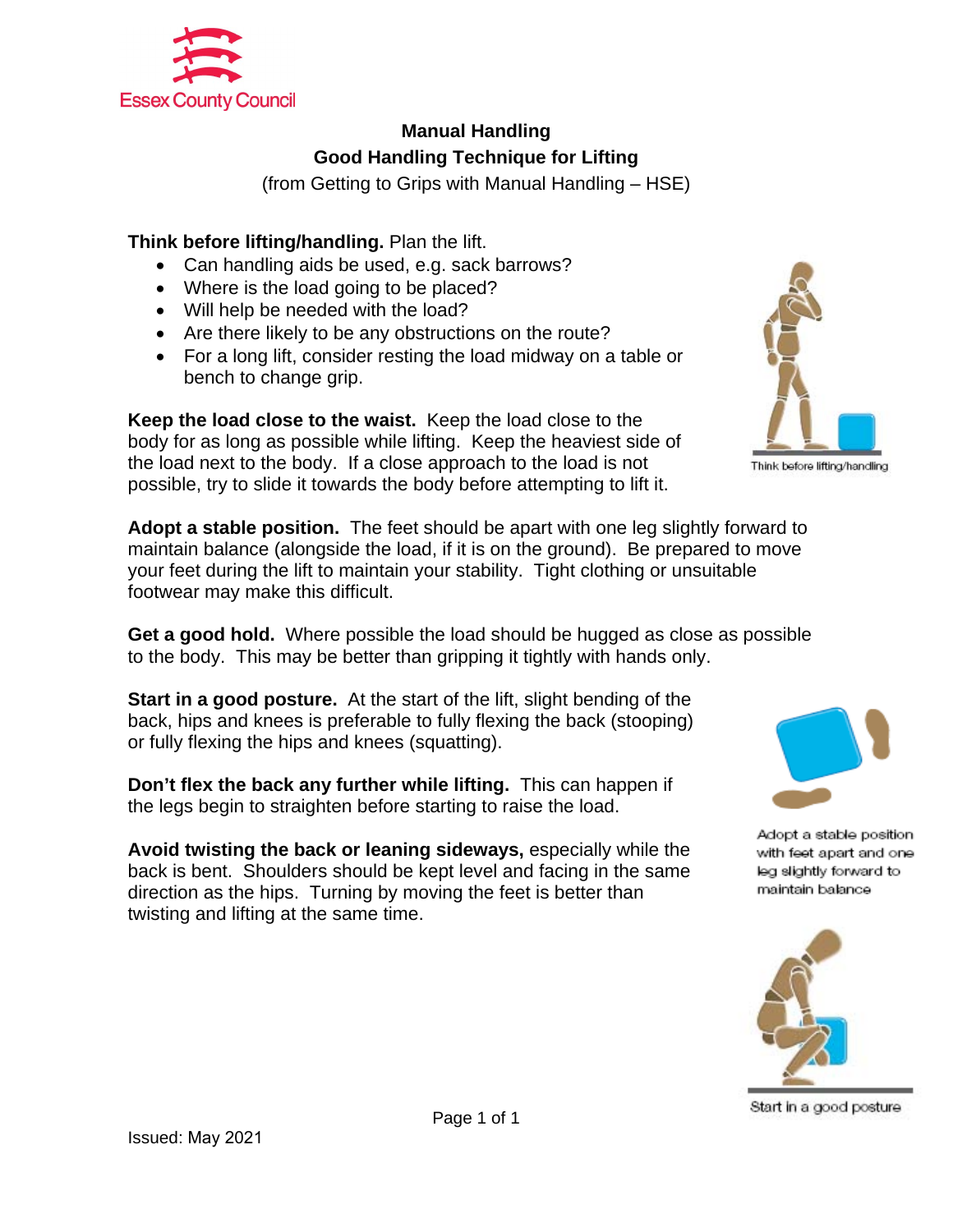Essex County Council

# Manual Handling

## Good Handling Technique for Lifting

(from Getting to Grips with Manual Handling – HSE)

**Think before lifting/handling.** Plan the lift.

- Can handling aids be used, e.g. sack barrows?
- Where is the load going to be placed?
- Will help be needed with the load?
- Are there likely to be any obstructions on the route?
- For a long lift, consider resting the load midway on a table or bench to change grip.

Think before lifting/handling

**Keep the load close to the waist.** Keep the load close to the body for as long as possible while lifting. Keep the heaviest side of the load next to the body. If a close approach to the load is not possible, try to slide it towards the body before attempting to lift it.

**Adopt a stable position.** The feet should be apart with one leg slightly forward to maintain balance (alongside the load, if it is on the ground). Be prepared to move your feet during the lift to maintain your stability. Tight clothing or unsuitable footwear may make this difficult.

**Get a good hold.** Where possible the load should be hugged as close as possible to the body. This may be better than gripping it tightly with hands only.

**Start in a good posture.** At the start of the lift, slight bending of the back, hips and knees is preferable to fully flexing the back (stooping) or fully flexing the hips and knees (squatting).

Adopt a stable position with feet apart and one leg slightly forward to maintain balance

**Don't flex the back any further while lifting.** This can happen if the legs begin to straighten before starting to raise the load.

**Avoid twisting the back or leaning sideways,** especially while the back is bent. Shoulders should be kept level and facing in the same direction as the hips. Turning by moving the feet is better than twisting and lifting at the same time.

Start in a good posture

Issued: May 2021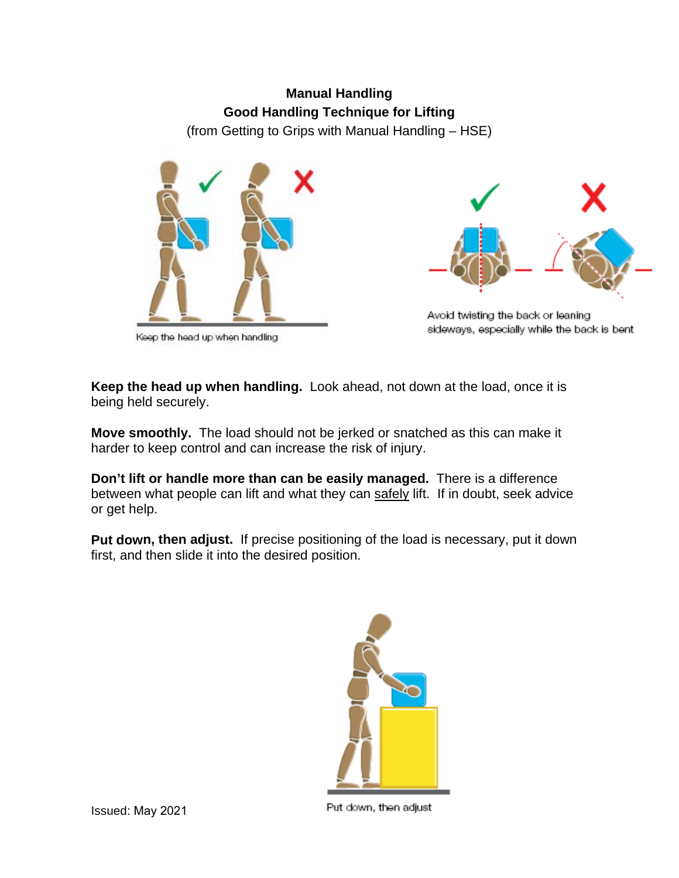**Manual Handling**
**Good Handling Technique for Lifting**
(from Getting to Grips with Manual Handling – HSE)

Keep the head up when handling

Avoid twisting the back or leaning sideways, especially while the back is bent

**Keep the head up when handling.** Look ahead, not down at the load, once it is being held securely.

**Move smoothly.** The load should not be jerked or snatched as this can make it harder to keep control and can increase the risk of injury.

**Don't lift or handle more than can be easily managed.** There is a difference between what people can lift and what they can safely lift. If in doubt, seek advice or get help.

**Put down, then adjust.** If precise positioning of the load is necessary, put it down first, and then slide it into the desired position.

Put down, then adjust

Issued: May 2021